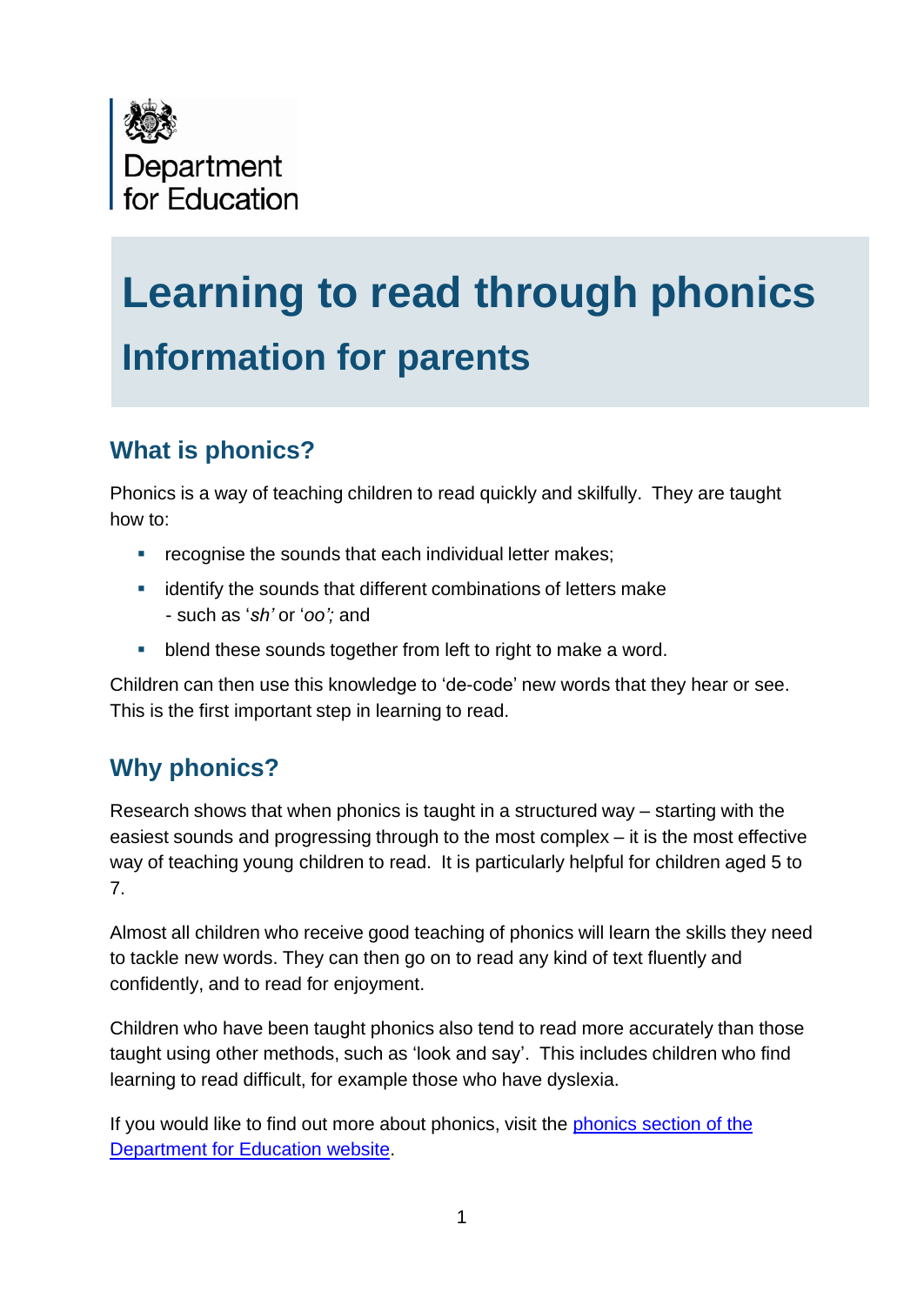Department for Education

# Learning to read through phonics

## Information for parents

### What is phonics?

Phonics is a way of teaching children to read quickly and skilfully. They are taught how to:

- recognise the sounds that each individual letter makes;
- identify the sounds that different combinations of letters make - such as '*sh*' or '*oo*'; and
- blend these sounds together from left to right to make a word.

Children can then use this knowledge to 'de-code' new words that they hear or see. This is the first important step in learning to read.

### Why phonics?

Research shows that when phonics is taught in a structured way – starting with the easiest sounds and progressing through to the most complex – it is the most effective way of teaching young children to read. It is particularly helpful for children aged 5 to 7.

Almost all children who receive good teaching of phonics will learn the skills they need to tackle new words. They can then go on to read any kind of text fluently and confidently, and to read for enjoyment.

Children who have been taught phonics also tend to read more accurately than those taught using other methods, such as 'look and say'. This includes children who find learning to read difficult, for example those who have dyslexia.

If you would like to find out more about phonics, visit the phonics section of the Department for Education website.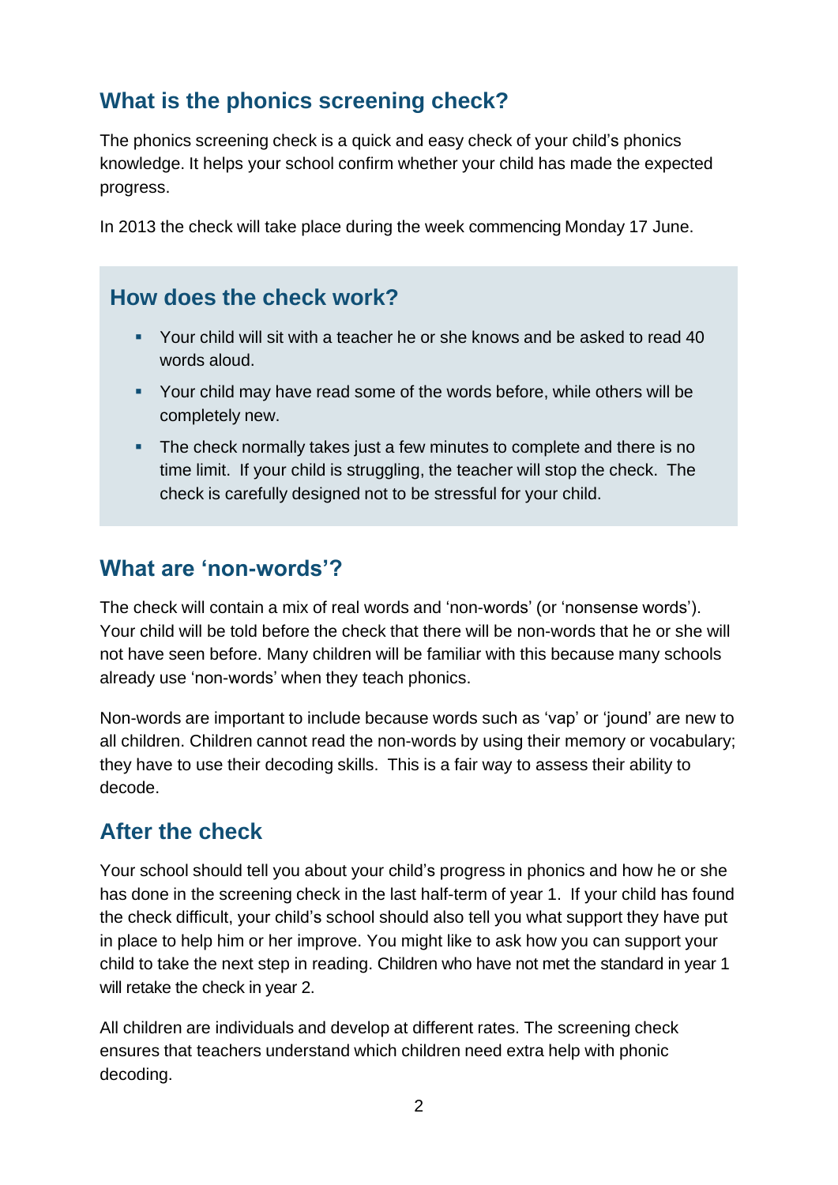## What is the phonics screening check?

The phonics screening check is a quick and easy check of your child's phonics knowledge. It helps your school confirm whether your child has made the expected progress.

In 2013 the check will take place during the week commencing Monday 17 June.

## How does the check work?

- Your child will sit with a teacher he or she knows and be asked to read 40 words aloud.
- Your child may have read some of the words before, while others will be completely new.
- The check normally takes just a few minutes to complete and there is no time limit. If your child is struggling, the teacher will stop the check. The check is carefully designed not to be stressful for your child.

## What are 'non-words'?

The check will contain a mix of real words and 'non-words' (or 'nonsense words'). Your child will be told before the check that there will be non-words that he or she will not have seen before. Many children will be familiar with this because many schools already use 'non-words' when they teach phonics.

Non-words are important to include because words such as 'vap' or 'jound' are new to all children. Children cannot read the non-words by using their memory or vocabulary; they have to use their decoding skills. This is a fair way to assess their ability to decode.

## After the check

Your school should tell you about your child's progress in phonics and how he or she has done in the screening check in the last half-term of year 1. If your child has found the check difficult, your child's school should also tell you what support they have put in place to help him or her improve. You might like to ask how you can support your child to take the next step in reading. Children who have not met the standard in year 1 will retake the check in year 2.

All children are individuals and develop at different rates. The screening check ensures that teachers understand which children need extra help with phonic decoding.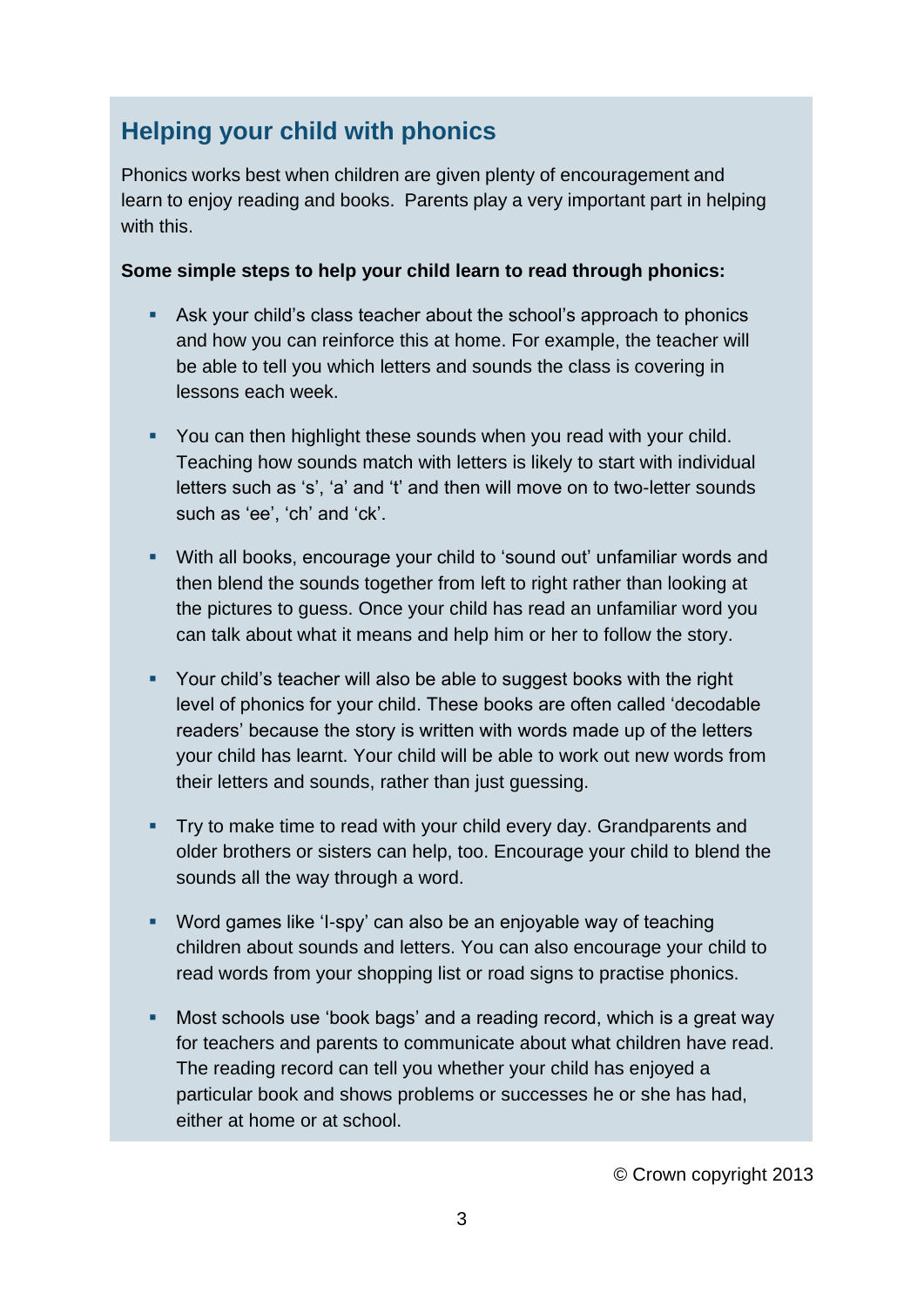## Helping your child with phonics

Phonics works best when children are given plenty of encouragement and learn to enjoy reading and books. Parents play a very important part in helping with this.

**Some simple steps to help your child learn to read through phonics:**

- Ask your child's class teacher about the school's approach to phonics and how you can reinforce this at home. For example, the teacher will be able to tell you which letters and sounds the class is covering in lessons each week.
- You can then highlight these sounds when you read with your child. Teaching how sounds match with letters is likely to start with individual letters such as 's', 'a' and 't' and then will move on to two-letter sounds such as 'ee', 'ch' and 'ck'.
- With all books, encourage your child to 'sound out' unfamiliar words and then blend the sounds together from left to right rather than looking at the pictures to guess. Once your child has read an unfamiliar word you can talk about what it means and help him or her to follow the story.
- Your child's teacher will also be able to suggest books with the right level of phonics for your child. These books are often called 'decodable readers' because the story is written with words made up of the letters your child has learnt. Your child will be able to work out new words from their letters and sounds, rather than just guessing.
- Try to make time to read with your child every day. Grandparents and older brothers or sisters can help, too. Encourage your child to blend the sounds all the way through a word.
- Word games like 'I-spy' can also be an enjoyable way of teaching children about sounds and letters. You can also encourage your child to read words from your shopping list or road signs to practise phonics.
- Most schools use 'book bags' and a reading record, which is a great way for teachers and parents to communicate about what children have read. The reading record can tell you whether your child has enjoyed a particular book and shows problems or successes he or she has had, either at home or at school.

© Crown copyright 2013